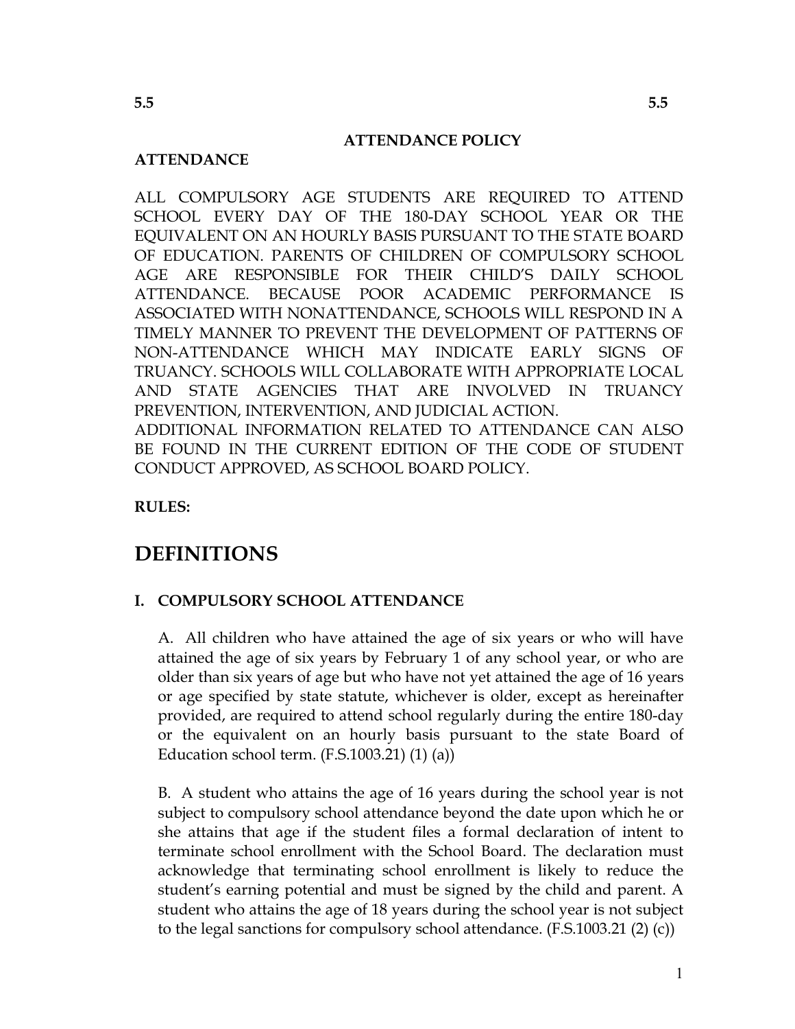**5.5** **5.5**

## ATTENDANCE POLICY

**ATTENDANCE**

ALL COMPULSORY AGE STUDENTS ARE REQUIRED TO ATTEND SCHOOL EVERY DAY OF THE 180-DAY SCHOOL YEAR OR THE EQUIVALENT ON AN HOURLY BASIS PURSUANT TO THE STATE BOARD OF EDUCATION. PARENTS OF CHILDREN OF COMPULSORY SCHOOL AGE ARE RESPONSIBLE FOR THEIR CHILD'S DAILY SCHOOL ATTENDANCE. BECAUSE POOR ACADEMIC PERFORMANCE IS ASSOCIATED WITH NONATTENDANCE, SCHOOLS WILL RESPOND IN A TIMELY MANNER TO PREVENT THE DEVELOPMENT OF PATTERNS OF NON-ATTENDANCE WHICH MAY INDICATE EARLY SIGNS OF TRUANCY. SCHOOLS WILL COLLABORATE WITH APPROPRIATE LOCAL AND STATE AGENCIES THAT ARE INVOLVED IN TRUANCY PREVENTION, INTERVENTION, AND JUDICIAL ACTION.
ADDITIONAL INFORMATION RELATED TO ATTENDANCE CAN ALSO BE FOUND IN THE CURRENT EDITION OF THE CODE OF STUDENT CONDUCT APPROVED, AS SCHOOL BOARD POLICY.

**RULES:**

# DEFINITIONS

### I. COMPULSORY SCHOOL ATTENDANCE

A. All children who have attained the age of six years or who will have attained the age of six years by February 1 of any school year, or who are older than six years of age but who have not yet attained the age of 16 years or age specified by state statute, whichever is older, except as hereinafter provided, are required to attend school regularly during the entire 180-day or the equivalent on an hourly basis pursuant to the state Board of Education school term. (F.S.1003.21) (1) (a))

B. A student who attains the age of 16 years during the school year is not subject to compulsory school attendance beyond the date upon which he or she attains that age if the student files a formal declaration of intent to terminate school enrollment with the School Board. The declaration must acknowledge that terminating school enrollment is likely to reduce the student's earning potential and must be signed by the child and parent. A student who attains the age of 18 years during the school year is not subject to the legal sanctions for compulsory school attendance. (F.S.1003.21 (2) (c))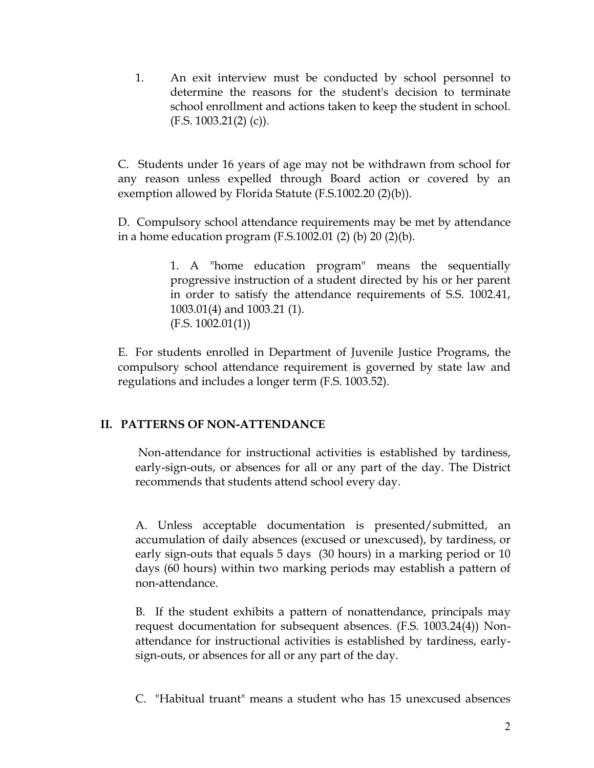1. An exit interview must be conducted by school personnel to determine the reasons for the student's decision to terminate school enrollment and actions taken to keep the student in school. (F.S. 1003.21(2) (c)).

C. Students under 16 years of age may not be withdrawn from school for any reason unless expelled through Board action or covered by an exemption allowed by Florida Statute (F.S.1002.20 (2)(b)).

D. Compulsory school attendance requirements may be met by attendance in a home education program (F.S.1002.01 (2) (b) 20 (2)(b).

> 1. A "home education program" means the sequentially progressive instruction of a student directed by his or her parent in order to satisfy the attendance requirements of S.S. 1002.41, 1003.01(4) and 1003.21 (1).
> (F.S. 1002.01(1))

E. For students enrolled in Department of Juvenile Justice Programs, the compulsory school attendance requirement is governed by state law and regulations and includes a longer term (F.S. 1003.52).

## II. PATTERNS OF NON-ATTENDANCE

Non-attendance for instructional activities is established by tardiness, early-sign-outs, or absences for all or any part of the day. The District recommends that students attend school every day.

A. Unless acceptable documentation is presented/submitted, an accumulation of daily absences (excused or unexcused), by tardiness, or early sign-outs that equals 5 days (30 hours) in a marking period or 10 days (60 hours) within two marking periods may establish a pattern of non-attendance.

B. If the student exhibits a pattern of nonattendance, principals may request documentation for subsequent absences. (F.S. 1003.24(4)) Non-attendance for instructional activities is established by tardiness, early-sign-outs, or absences for all or any part of the day.

C. "Habitual truant" means a student who has 15 unexcused absences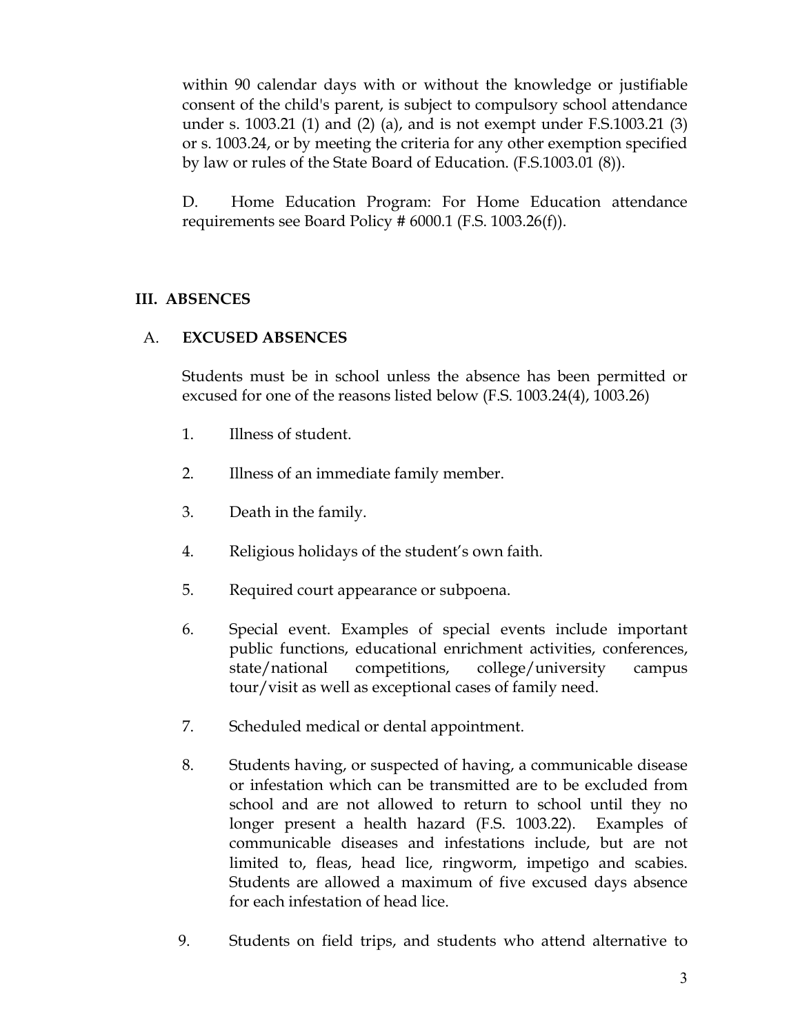within 90 calendar days with or without the knowledge or justifiable consent of the child's parent, is subject to compulsory school attendance under s. 1003.21 (1) and (2) (a), and is not exempt under F.S.1003.21 (3) or s. 1003.24, or by meeting the criteria for any other exemption specified by law or rules of the State Board of Education. (F.S.1003.01 (8)).

D. Home Education Program: For Home Education attendance requirements see Board Policy # 6000.1 (F.S. 1003.26(f)).

## III. ABSENCES

### A. EXCUSED ABSENCES

Students must be in school unless the absence has been permitted or excused for one of the reasons listed below (F.S. 1003.24(4), 1003.26)

1. Illness of student.
2. Illness of an immediate family member.
3. Death in the family.
4. Religious holidays of the student's own faith.
5. Required court appearance or subpoena.
6. Special event. Examples of special events include important public functions, educational enrichment activities, conferences, state/national competitions, college/university campus tour/visit as well as exceptional cases of family need.
7. Scheduled medical or dental appointment.
8. Students having, or suspected of having, a communicable disease or infestation which can be transmitted are to be excluded from school and are not allowed to return to school until they no longer present a health hazard (F.S. 1003.22). Examples of communicable diseases and infestations include, but are not limited to, fleas, head lice, ringworm, impetigo and scabies. Students are allowed a maximum of five excused days absence for each infestation of head lice.
9. Students on field trips, and students who attend alternative to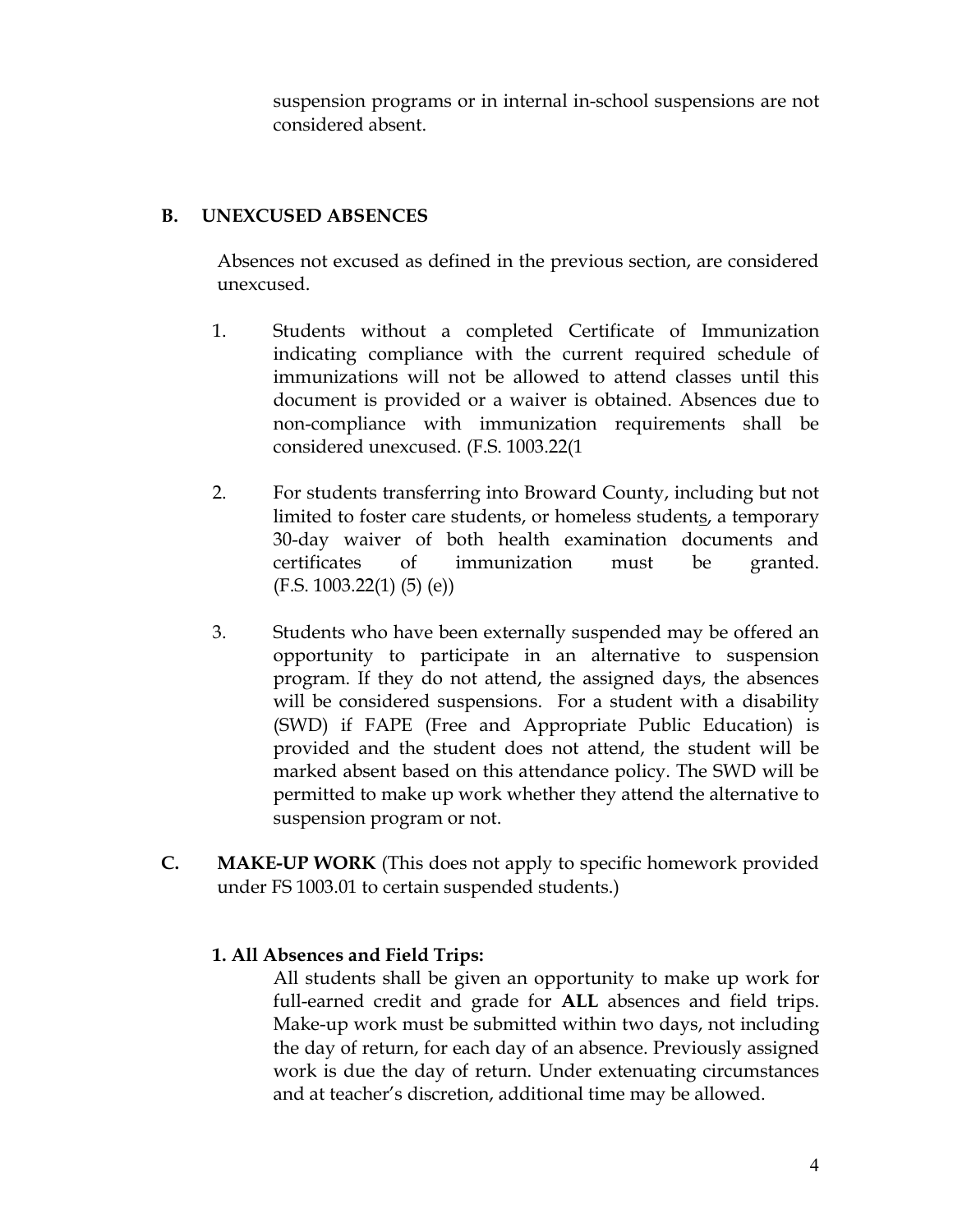suspension programs or in internal in-school suspensions are not considered absent.

**B. UNEXCUSED ABSENCES**

Absences not excused as defined in the previous section, are considered unexcused.

1. Students without a completed Certificate of Immunization indicating compliance with the current required schedule of immunizations will not be allowed to attend classes until this document is provided or a waiver is obtained. Absences due to non-compliance with immunization requirements shall be considered unexcused. (F.S. 1003.22(1

2. For students transferring into Broward County, including but not limited to foster care students, or homeless students, a temporary 30-day waiver of both health examination documents and certificates of immunization must be granted. (F.S. 1003.22(1) (5) (e))

3. Students who have been externally suspended may be offered an opportunity to participate in an alternative to suspension program. If they do not attend, the assigned days, the absences will be considered suspensions. For a student with a disability (SWD) if FAPE (Free and Appropriate Public Education) is provided and the student does not attend, the student will be marked absent based on this attendance policy. The SWD will be permitted to make up work whether they attend the alternative to suspension program or not.

**C. MAKE-UP WORK** (This does not apply to specific homework provided under FS 1003.01 to certain suspended students.)

**1. All Absences and Field Trips:**

All students shall be given an opportunity to make up work for full-earned credit and grade for **ALL** absences and field trips. Make-up work must be submitted within two days, not including the day of return, for each day of an absence. Previously assigned work is due the day of return. Under extenuating circumstances and at teacher's discretion, additional time may be allowed.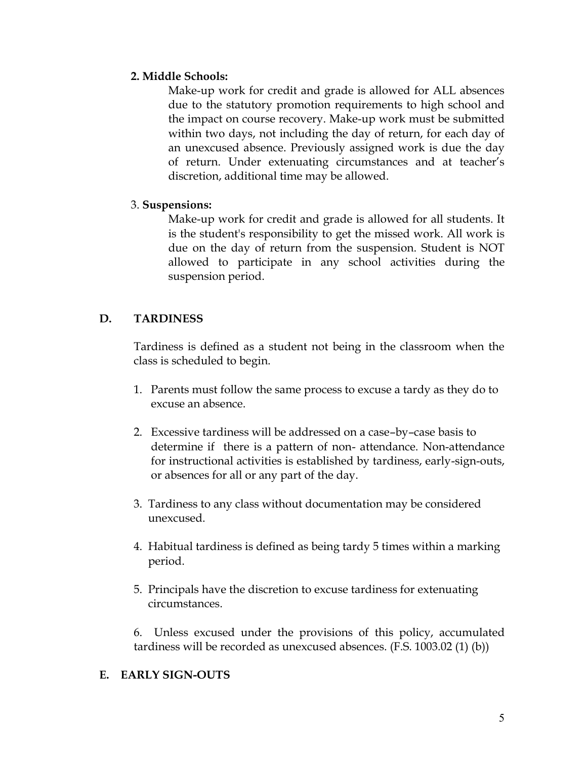**2. Middle Schools:**

Make-up work for credit and grade is allowed for ALL absences due to the statutory promotion requirements to high school and the impact on course recovery. Make-up work must be submitted within two days, not including the day of return, for each day of an unexcused absence. Previously assigned work is due the day of return. Under extenuating circumstances and at teacher's discretion, additional time may be allowed.

3. **Suspensions:**

Make-up work for credit and grade is allowed for all students. It is the student's responsibility to get the missed work. All work is due on the day of return from the suspension. Student is NOT allowed to participate in any school activities during the suspension period.

## D. TARDINESS

Tardiness is defined as a student not being in the classroom when the class is scheduled to begin.

1. Parents must follow the same process to excuse a tardy as they do to excuse an absence.

2. Excessive tardiness will be addressed on a case–by–case basis to determine if there is a pattern of non- attendance. Non-attendance for instructional activities is established by tardiness, early-sign-outs, or absences for all or any part of the day.

3. Tardiness to any class without documentation may be considered unexcused.

4. Habitual tardiness is defined as being tardy 5 times within a marking period.

5. Principals have the discretion to excuse tardiness for extenuating circumstances.

6. Unless excused under the provisions of this policy, accumulated tardiness will be recorded as unexcused absences. (F.S. 1003.02 (1) (b))

## E. EARLY SIGN-OUTS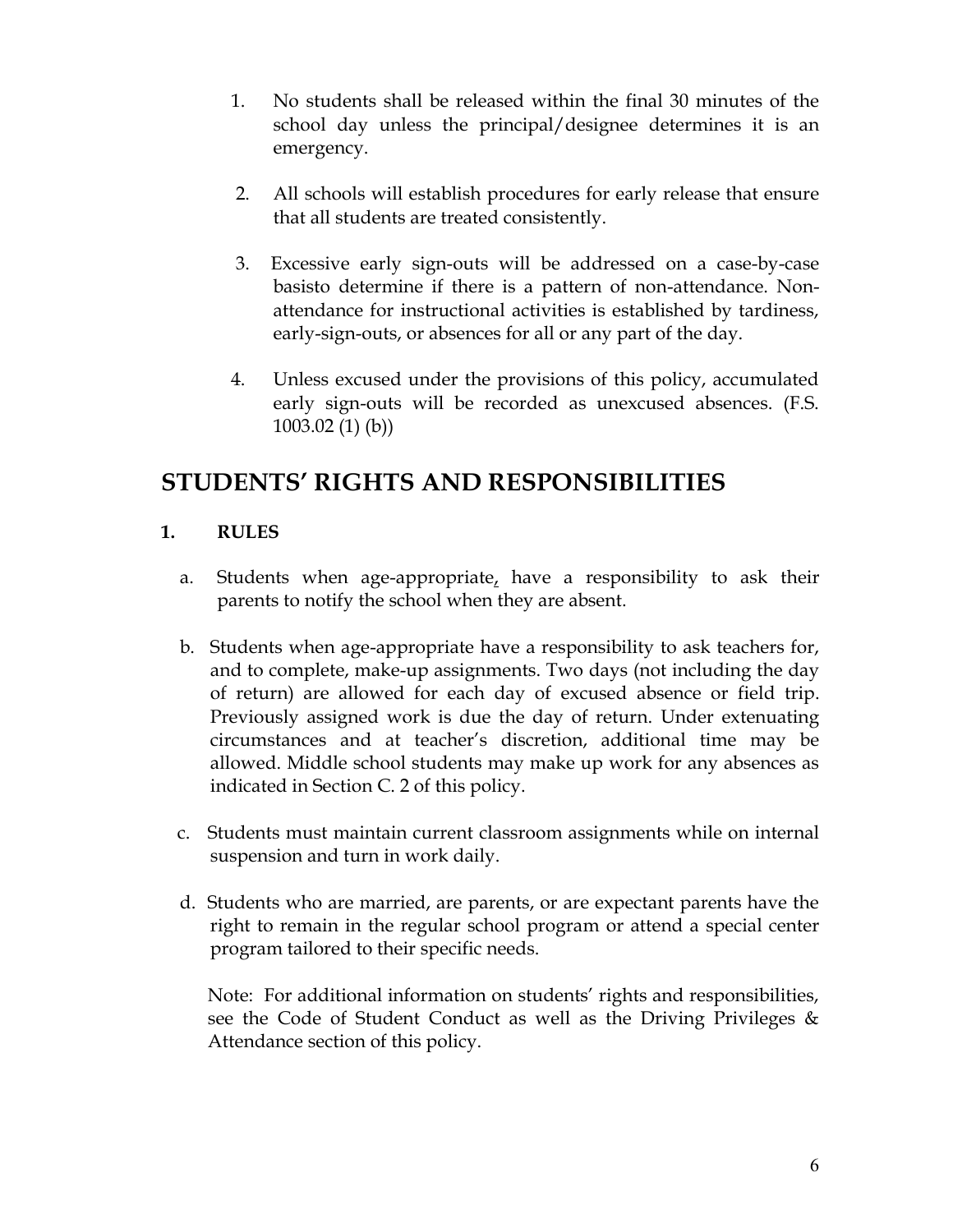1. No students shall be released within the final 30 minutes of the school day unless the principal/designee determines it is an emergency.

2. All schools will establish procedures for early release that ensure that all students are treated consistently.

3. Excessive early sign-outs will be addressed on a case-by-case basisto determine if there is a pattern of non-attendance. Non-attendance for instructional activities is established by tardiness, early-sign-outs, or absences for all or any part of the day.

4. Unless excused under the provisions of this policy, accumulated early sign-outs will be recorded as unexcused absences. (F.S. 1003.02 (1) (b))

## STUDENTS' RIGHTS AND RESPONSIBILITIES

### 1. RULES

a. Students when age-appropriate, have a responsibility to ask their parents to notify the school when they are absent.

b. Students when age-appropriate have a responsibility to ask teachers for, and to complete, make-up assignments. Two days (not including the day of return) are allowed for each day of excused absence or field trip. Previously assigned work is due the day of return. Under extenuating circumstances and at teacher's discretion, additional time may be allowed. Middle school students may make up work for any absences as indicated in Section C. 2 of this policy.

c. Students must maintain current classroom assignments while on internal suspension and turn in work daily.

d. Students who are married, are parents, or are expectant parents have the right to remain in the regular school program or attend a special center program tailored to their specific needs.

Note: For additional information on students' rights and responsibilities, see the Code of Student Conduct as well as the Driving Privileges & Attendance section of this policy.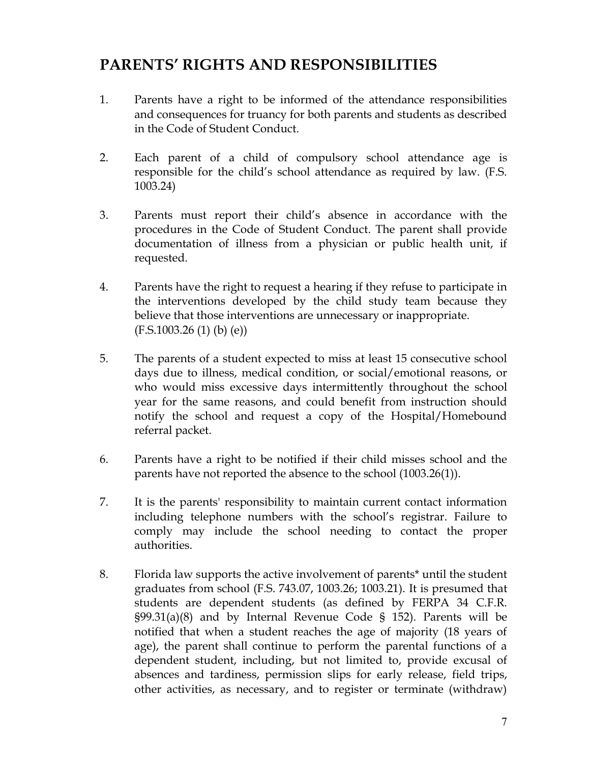## PARENTS' RIGHTS AND RESPONSIBILITIES

1. Parents have a right to be informed of the attendance responsibilities and consequences for truancy for both parents and students as described in the Code of Student Conduct.

2. Each parent of a child of compulsory school attendance age is responsible for the child's school attendance as required by law. (F.S. 1003.24)

3. Parents must report their child's absence in accordance with the procedures in the Code of Student Conduct. The parent shall provide documentation of illness from a physician or public health unit, if requested.

4. Parents have the right to request a hearing if they refuse to participate in the interventions developed by the child study team because they believe that those interventions are unnecessary or inappropriate. (F.S.1003.26 (1) (b) (e))

5. The parents of a student expected to miss at least 15 consecutive school days due to illness, medical condition, or social/emotional reasons, or who would miss excessive days intermittently throughout the school year for the same reasons, and could benefit from instruction should notify the school and request a copy of the Hospital/Homebound referral packet.

6. Parents have a right to be notified if their child misses school and the parents have not reported the absence to the school (1003.26(1)).

7. It is the parents' responsibility to maintain current contact information including telephone numbers with the school's registrar. Failure to comply may include the school needing to contact the proper authorities.

8. Florida law supports the active involvement of parents* until the student graduates from school (F.S. 743.07, 1003.26; 1003.21). It is presumed that students are dependent students (as defined by FERPA 34 C.F.R. §99.31(a)(8) and by Internal Revenue Code § 152). Parents will be notified that when a student reaches the age of majority (18 years of age), the parent shall continue to perform the parental functions of a dependent student, including, but not limited to, provide excusal of absences and tardiness, permission slips for early release, field trips, other activities, as necessary, and to register or terminate (withdraw)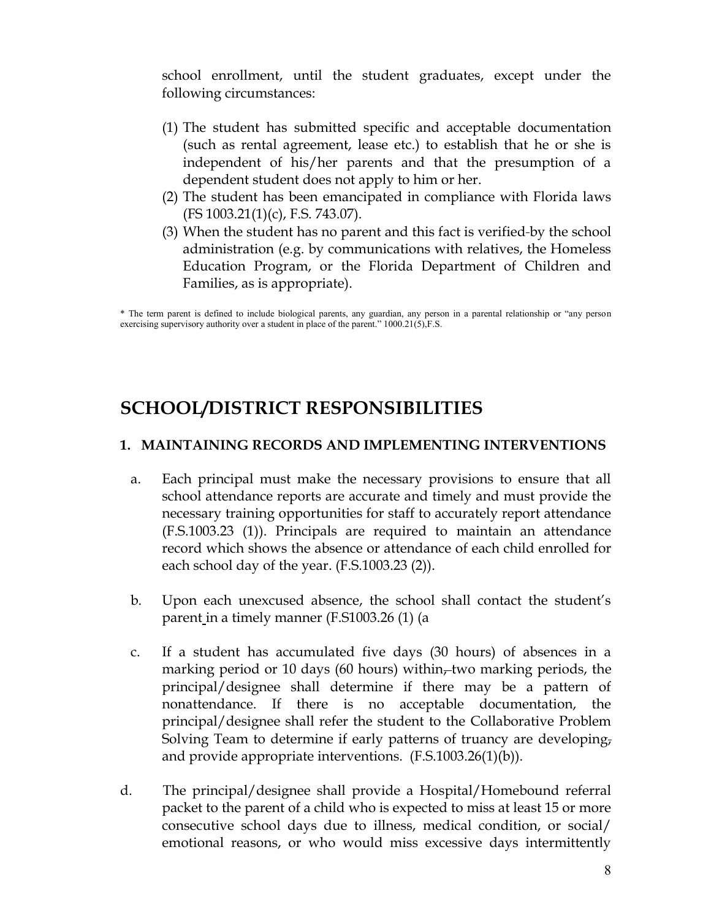school enrollment, until the student graduates, except under the following circumstances:

(1) The student has submitted specific and acceptable documentation (such as rental agreement, lease etc.) to establish that he or she is independent of his/her parents and that the presumption of a dependent student does not apply to him or her.
(2) The student has been emancipated in compliance with Florida laws (FS 1003.21(1)(c), F.S. 743.07).
(3) When the student has no parent and this fact is verified by the school administration (e.g. by communications with relatives, the Homeless Education Program, or the Florida Department of Children and Families, as is appropriate).

* The term parent is defined to include biological parents, any guardian, any person in a parental relationship or "any person exercising supervisory authority over a student in place of the parent." 1000.21(5),F.S.

# SCHOOL/DISTRICT RESPONSIBILITIES

### 1. MAINTAINING RECORDS AND IMPLEMENTING INTERVENTIONS

a. Each principal must make the necessary provisions to ensure that all school attendance reports are accurate and timely and must provide the necessary training opportunities for staff to accurately report attendance (F.S.1003.23 (1)). Principals are required to maintain an attendance record which shows the absence or attendance of each child enrolled for each school day of the year. (F.S.1003.23 (2)).

b. Upon each unexcused absence, the school shall contact the student's parent in a timely manner (F.S1003.26 (1) (a

c. If a student has accumulated five days (30 hours) of absences in a marking period or 10 days (60 hours) within, two marking periods, the principal/designee shall determine if there may be a pattern of nonattendance. If there is no acceptable documentation, the principal/designee shall refer the student to the Collaborative Problem Solving Team to determine if early patterns of truancy are developing, and provide appropriate interventions. (F.S.1003.26(1)(b)).

d. The principal/designee shall provide a Hospital/Homebound referral packet to the parent of a child who is expected to miss at least 15 or more consecutive school days due to illness, medical condition, or social/ emotional reasons, or who would miss excessive days intermittently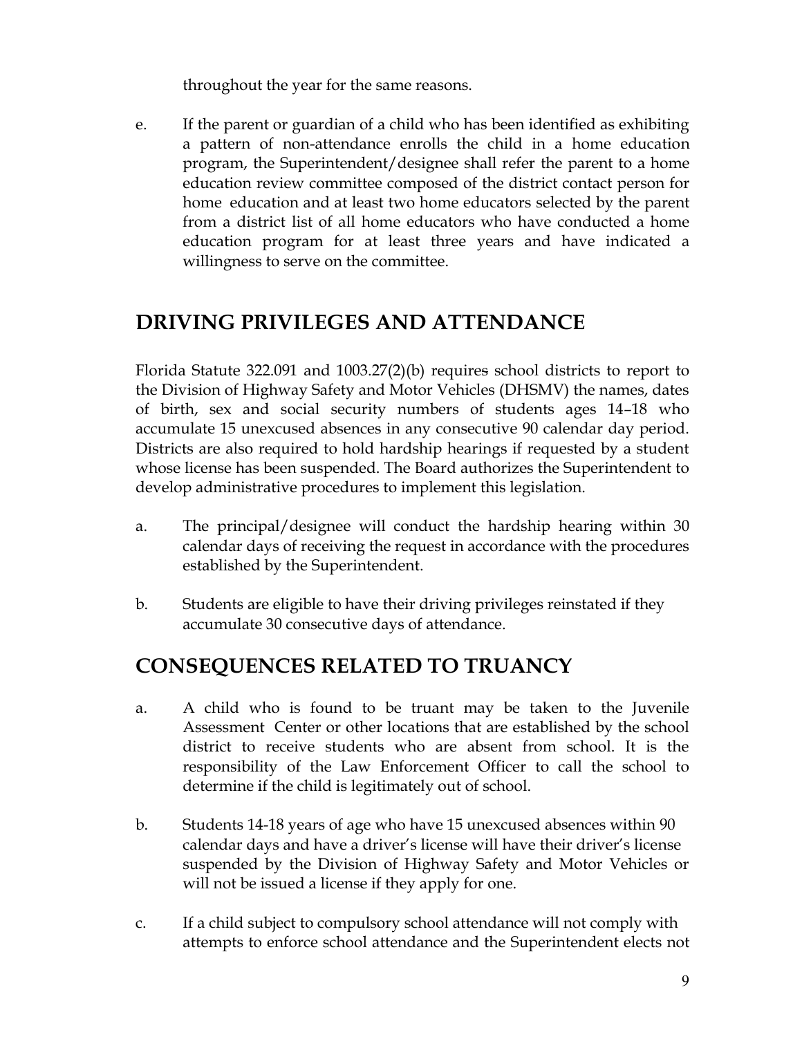throughout the year for the same reasons.

e. If the parent or guardian of a child who has been identified as exhibiting a pattern of non-attendance enrolls the child in a home education program, the Superintendent/designee shall refer the parent to a home education review committee composed of the district contact person for home education and at least two home educators selected by the parent from a district list of all home educators who have conducted a home education program for at least three years and have indicated a willingness to serve on the committee.

## DRIVING PRIVILEGES AND ATTENDANCE

Florida Statute 322.091 and 1003.27(2)(b) requires school districts to report to the Division of Highway Safety and Motor Vehicles (DHSMV) the names, dates of birth, sex and social security numbers of students ages 14–18 who accumulate 15 unexcused absences in any consecutive 90 calendar day period. Districts are also required to hold hardship hearings if requested by a student whose license has been suspended. The Board authorizes the Superintendent to develop administrative procedures to implement this legislation.

a. The principal/designee will conduct the hardship hearing within 30 calendar days of receiving the request in accordance with the procedures established by the Superintendent.

b. Students are eligible to have their driving privileges reinstated if they accumulate 30 consecutive days of attendance.

## CONSEQUENCES RELATED TO TRUANCY

a. A child who is found to be truant may be taken to the Juvenile Assessment Center or other locations that are established by the school district to receive students who are absent from school. It is the responsibility of the Law Enforcement Officer to call the school to determine if the child is legitimately out of school.

b. Students 14-18 years of age who have 15 unexcused absences within 90 calendar days and have a driver's license will have their driver's license suspended by the Division of Highway Safety and Motor Vehicles or will not be issued a license if they apply for one.

c. If a child subject to compulsory school attendance will not comply with attempts to enforce school attendance and the Superintendent elects not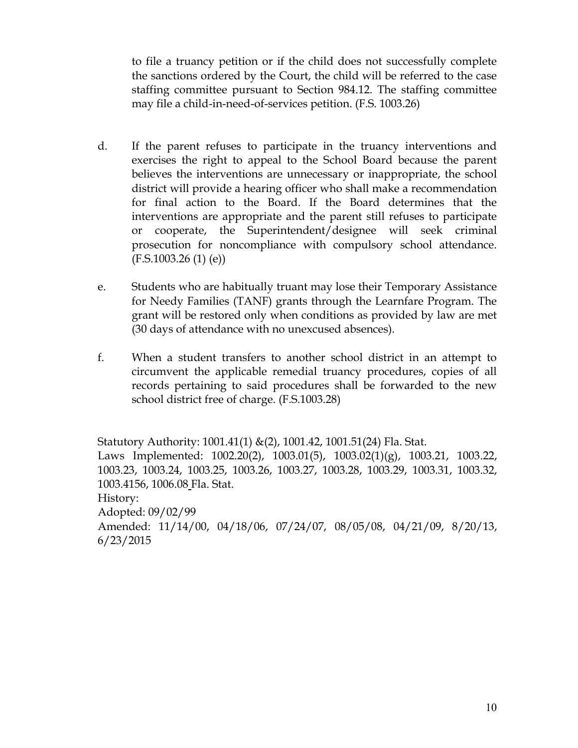to file a truancy petition or if the child does not successfully complete the sanctions ordered by the Court, the child will be referred to the case staffing committee pursuant to Section 984.12. The staffing committee may file a child-in-need-of-services petition. (F.S. 1003.26)

d. If the parent refuses to participate in the truancy interventions and exercises the right to appeal to the School Board because the parent believes the interventions are unnecessary or inappropriate, the school district will provide a hearing officer who shall make a recommendation for final action to the Board. If the Board determines that the interventions are appropriate and the parent still refuses to participate or cooperate, the Superintendent/designee will seek criminal prosecution for noncompliance with compulsory school attendance. (F.S.1003.26 (1) (e))

e. Students who are habitually truant may lose their Temporary Assistance for Needy Families (TANF) grants through the Learnfare Program. The grant will be restored only when conditions as provided by law are met (30 days of attendance with no unexcused absences).

f. When a student transfers to another school district in an attempt to circumvent the applicable remedial truancy procedures, copies of all records pertaining to said procedures shall be forwarded to the new school district free of charge. (F.S.1003.28)

Statutory Authority: 1001.41(1) &(2), 1001.42, 1001.51(24) Fla. Stat.
Laws Implemented: 1002.20(2), 1003.01(5), 1003.02(1)(g), 1003.21, 1003.22, 1003.23, 1003.24, 1003.25, 1003.26, 1003.27, 1003.28, 1003.29, 1003.31, 1003.32, 1003.4156, 1006.08 Fla. Stat.
History:
Adopted: 09/02/99
Amended: 11/14/00, 04/18/06, 07/24/07, 08/05/08, 04/21/09, 8/20/13, 6/23/2015